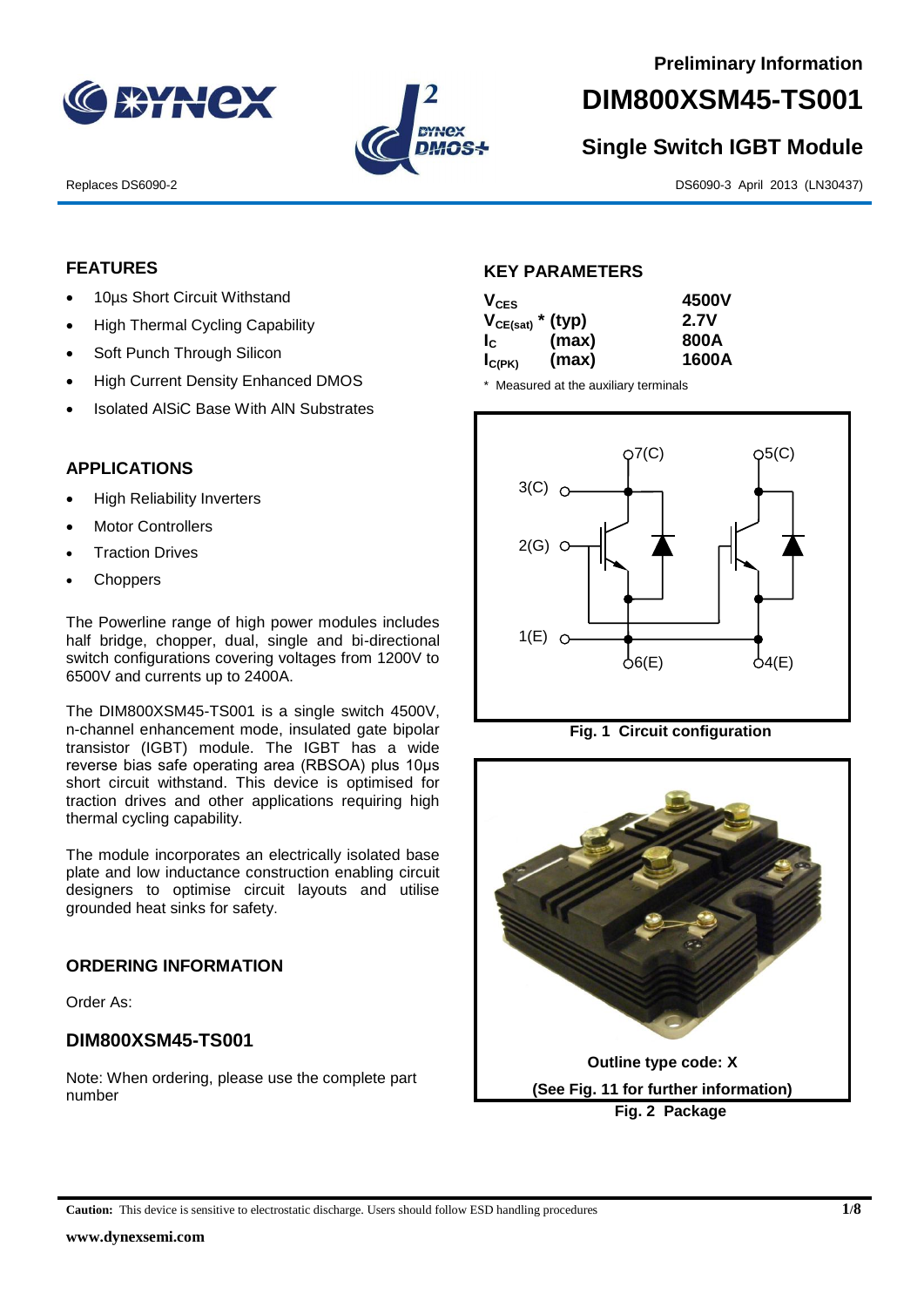Preliminary Information

# DIM800XSM45-TS001

## Single Switch IGBT Module

Replaces DS6090-2

DS6090-3 April 2013 (LN30437)

## FEATURES

- 10µs Short Circuit Withstand
- High Thermal Cycling Capability
- Soft Punch Through Silicon
- High Current Density Enhanced DMOS
- Isolated AlSiC Base With AlN Substrates

## APPLICATIONS

- High Reliability Inverters
- Motor Controllers
- Traction Drives
- Choppers

The Powerline range of high power modules includes half bridge, chopper, dual, single and bi-directional switch configurations covering voltages from 1200V to 6500V and currents up to 2400A.

The DIM800XSM45-TS001 is a single switch 4500V, n-channel enhancement mode, insulated gate bipolar transistor (IGBT) module. The IGBT has a wide reverse bias safe operating area (RBSOA) plus 10µs short circuit withstand. This device is optimised for traction drives and other applications requiring high thermal cycling capability.

The module incorporates an electrically isolated base plate and low inductance construction enabling circuit designers to optimise circuit layouts and utilise grounded heat sinks for safety.

## ORDERING INFORMATION

Order As:

### DIM800XSM45-TS001

Note: When ordering, please use the complete part number

## KEY PARAMETERS

| Parameter | | Value |
|---|---|---|
| $V_{CES}$ | | 4500V |
| $V_{CE(sat)}$ * | (typ) | 2.7V |
| $I_C$ | (max) | 800A |
| $I_{C(PK)}$ | (max) | 1600A |

\* Measured at the auxiliary terminals

Fig. 1 Circuit configuration

Outline type code: X

(See Fig. 11 for further information)

Fig. 2 Package

**Caution:** This device is sensitive to electrostatic discharge. Users should follow ESD handling procedures

www.dynexsemi.com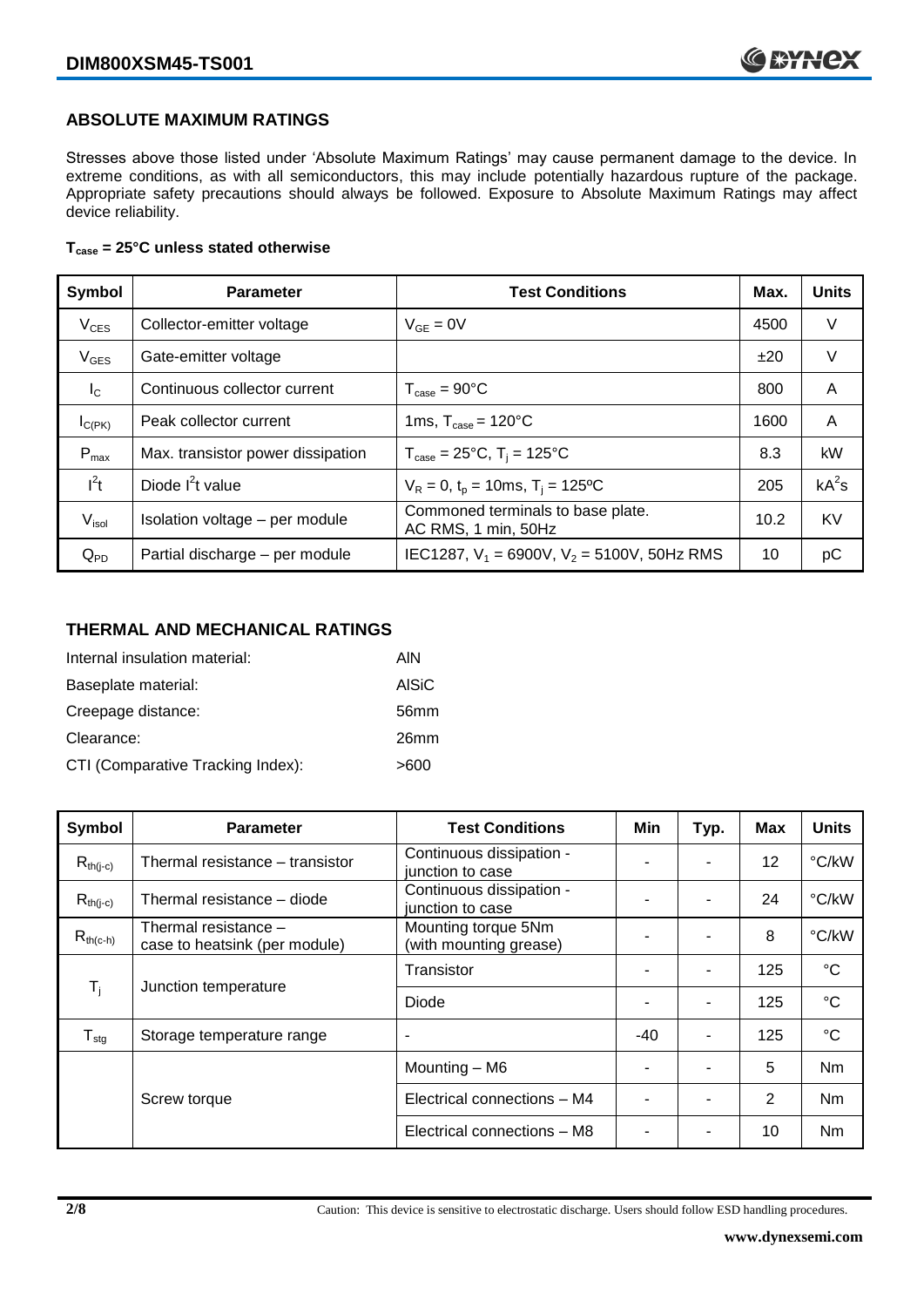## ABSOLUTE MAXIMUM RATINGS

Stresses above those listed under 'Absolute Maximum Ratings' may cause permanent damage to the device. In extreme conditions, as with all semiconductors, this may include potentially hazardous rupture of the package. Appropriate safety precautions should always be followed. Exposure to Absolute Maximum Ratings may affect device reliability.

**$T_{case}$ = 25°C unless stated otherwise**

| Symbol | Parameter | Test Conditions | Max. | Units |
|---|---|---|---|---|
| $V_{CES}$ | Collector-emitter voltage | $V_{GE}$ = 0V | 4500 | V |
| $V_{GES}$ | Gate-emitter voltage | | ±20 | V |
| $I_C$ | Continuous collector current | $T_{case}$ = 90°C | 800 | A |
| $I_{C(PK)}$ | Peak collector current | 1ms, $T_{case}$ = 120°C | 1600 | A |
| $P_{max}$ | Max. transistor power dissipation | $T_{case}$ = 25°C, $T_j$ = 125°C | 8.3 | kW |
| $I^2t$ | Diode $I^2t$ value | $V_R$ = 0, $t_p$ = 10ms, $T_j$ = 125ºC | 205 | $kA^2s$ |
| $V_{isol}$ | Isolation voltage – per module | Commoned terminals to base plate. AC RMS, 1 min, 50Hz | 10.2 | KV |
| $Q_{PD}$ | Partial discharge – per module | IEC1287, $V_1$ = 6900V, $V_2$ = 5100V, 50Hz RMS | 10 | pC |

## THERMAL AND MECHANICAL RATINGS

| | |
|---|---|
| Internal insulation material: | AlN |
| Baseplate material: | AlSiC |
| Creepage distance: | 56mm |
| Clearance: | 26mm |
| CTI (Comparative Tracking Index): | >600 |

| Symbol | Parameter | Test Conditions | Min | Typ. | Max | Units |
|---|---|---|---|---|---|---|
| $R_{th(j-c)}$ | Thermal resistance – transistor | Continuous dissipation - junction to case | - | - | 12 | °C/kW |
| $R_{th(j-c)}$ | Thermal resistance – diode | Continuous dissipation - junction to case | - | - | 24 | °C/kW |
| $R_{th(c-h)}$ | Thermal resistance – case to heatsink (per module) | Mounting torque 5Nm (with mounting grease) | - | - | 8 | °C/kW |
| $T_j$ | Junction temperature | Transistor | - | - | 125 | °C |
| | | Diode | - | - | 125 | °C |
| $T_{stg}$ | Storage temperature range | - | -40 | - | 125 | °C |
| | Screw torque | Mounting – M6 | - | - | 5 | Nm |
| | | Electrical connections – M4 | - | - | 2 | Nm |
| | | Electrical connections – M8 | - | - | 10 | Nm |

Caution: This device is sensitive to electrostatic discharge. Users should follow ESD handling procedures.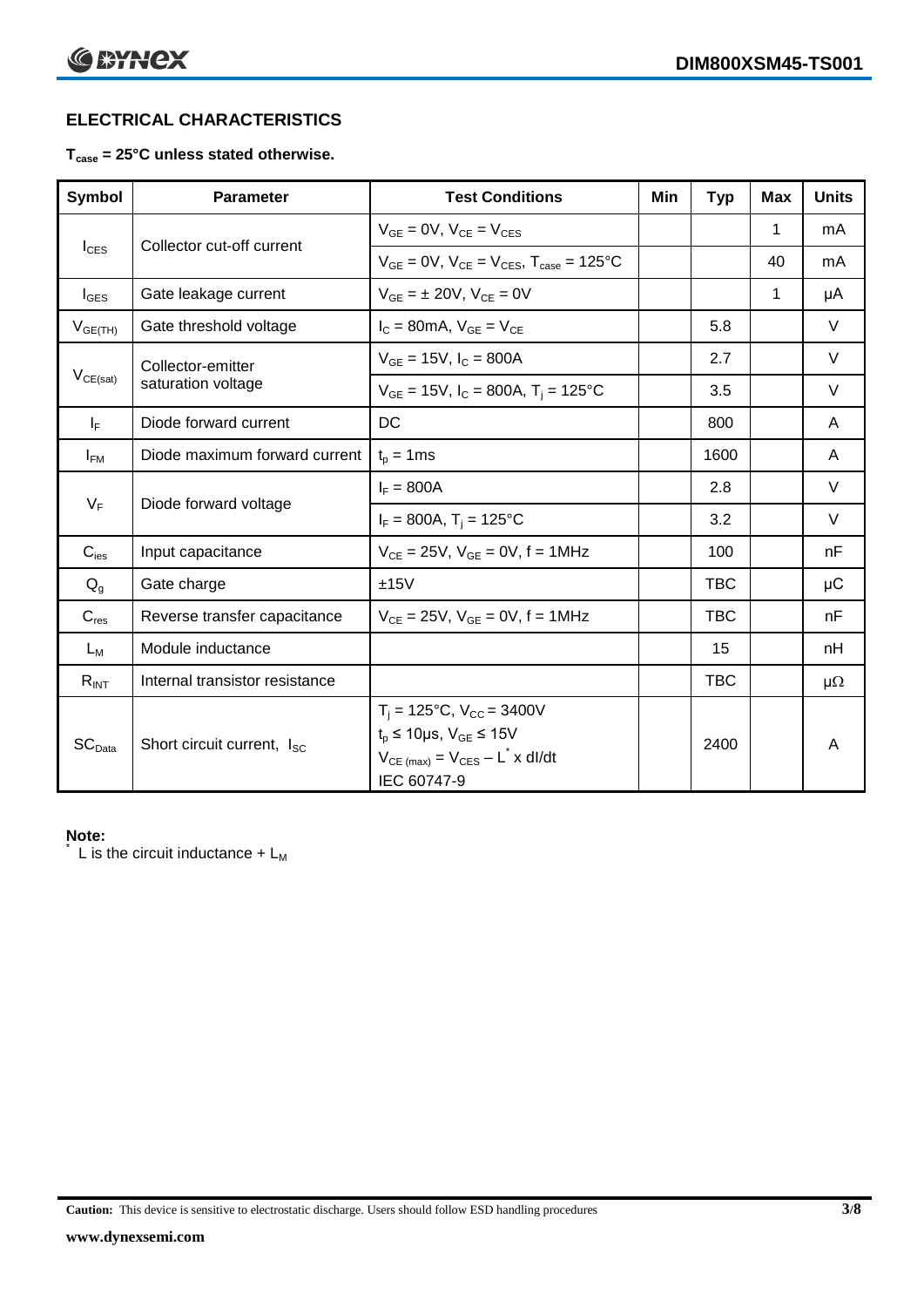## ELECTRICAL CHARACTERISTICS

**$T_{case}$ = 25°C unless stated otherwise.**

| Symbol | Parameter | Test Conditions | Min | Typ | Max | Units |
|---|---|---|---|---|---|---|
| $I_{CES}$ | Collector cut-off current | $V_{GE}$ = 0V, $V_{CE}$ = $V_{CES}$ | | | 1 | mA |
| | | $V_{GE}$ = 0V, $V_{CE}$ = $V_{CES}$, $T_{case}$ = 125°C | | | 40 | mA |
| $I_{GES}$ | Gate leakage current | $V_{GE}$ = ± 20V, $V_{CE}$ = 0V | | | 1 | μA |
| $V_{GE(TH)}$ | Gate threshold voltage | $I_C$ = 80mA, $V_{GE}$ = $V_{CE}$ | | 5.8 | | V |
| $V_{CE(sat)}$ | Collector-emitter saturation voltage | $V_{GE}$ = 15V, $I_C$ = 800A | | 2.7 | | V |
| | | $V_{GE}$ = 15V, $I_C$ = 800A, $T_j$ = 125°C | | 3.5 | | V |
| $I_F$ | Diode forward current | DC | | 800 | | A |
| $I_{FM}$ | Diode maximum forward current | $t_p$ = 1ms | | 1600 | | A |
| $V_F$ | Diode forward voltage | $I_F$ = 800A | | 2.8 | | V |
| | | $I_F$ = 800A, $T_j$ = 125°C | | 3.2 | | V |
| $C_{ies}$ | Input capacitance | $V_{CE}$ = 25V, $V_{GE}$ = 0V, f = 1MHz | | 100 | | nF |
| $Q_g$ | Gate charge | ±15V | | TBC | | μC |
| $C_{res}$ | Reverse transfer capacitance | $V_{CE}$ = 25V, $V_{GE}$ = 0V, f = 1MHz | | TBC | | nF |
| $L_M$ | Module inductance | | | 15 | | nH |
| $R_{INT}$ | Internal transistor resistance | | | TBC | | μΩ |
| $SC_{Data}$ | Short circuit current, $I_{SC}$ | $T_j$ = 125°C, $V_{CC}$ = 3400V<br>$t_p$ ≤ 10μs, $V_{GE}$ ≤ 15V<br>$V_{CE\ (max)}$ = $V_{CES}$ – $L^*$ x dI/dt<br>IEC 60747-9 | | 2400 | | A |

**Note:**

\* L is the circuit inductance + $L_M$

**Caution:** This device is sensitive to electrostatic discharge. Users should follow ESD handling procedures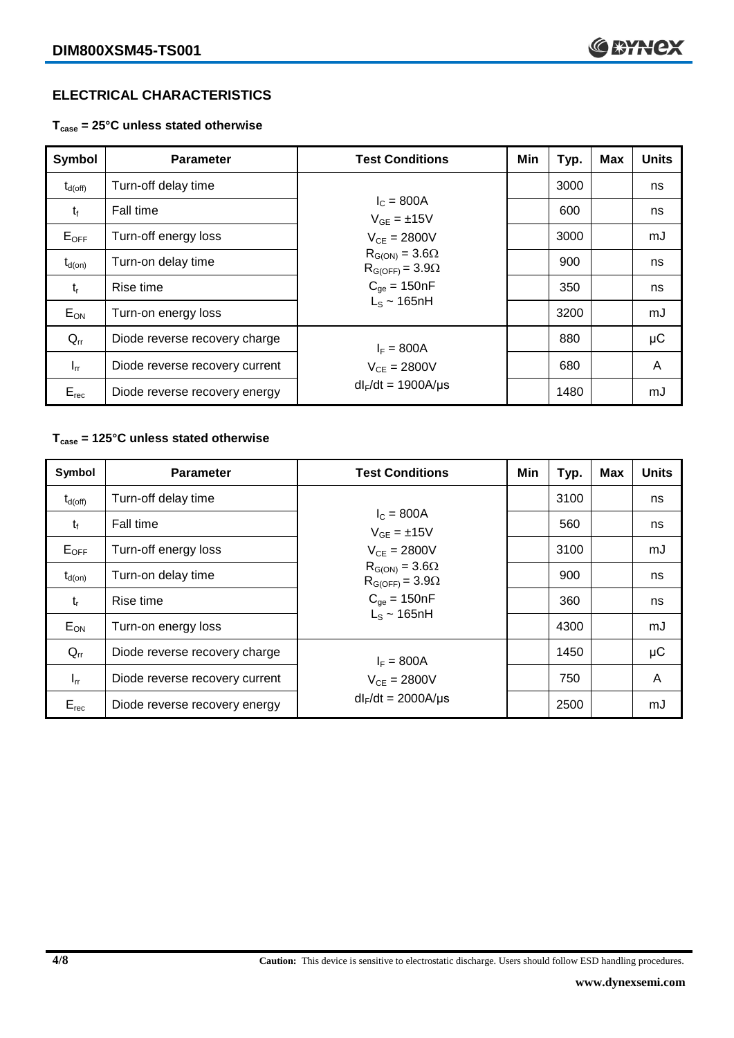## ELECTRICAL CHARACTERISTICS

**$T_{case}$ = 25°C unless stated otherwise**

| Symbol | Parameter | Test Conditions | Min | Typ. | Max | Units |
|---|---|---|---|---|---|---|
| $t_{d(off)}$ | Turn-off delay time | $I_C$ = 800A<br>$V_{GE}$ = ±15V<br>$V_{CE}$ = 2800V<br>$R_{G(ON)}$ = 3.6Ω<br>$R_{G(OFF)}$ = 3.9Ω<br>$C_{ge}$ = 150nF<br>$L_S$ ~ 165nH | | 3000 | | ns |
| $t_f$ | Fall time | | | 600 | | ns |
| $E_{OFF}$ | Turn-off energy loss | | | 3000 | | mJ |
| $t_{d(on)}$ | Turn-on delay time | | | 900 | | ns |
| $t_r$ | Rise time | | | 350 | | ns |
| $E_{ON}$ | Turn-on energy loss | | | 3200 | | mJ |
| $Q_{rr}$ | Diode reverse recovery charge | $I_F$ = 800A<br>$V_{CE}$ = 2800V<br>$dI_F/dt$ = 1900A/μs | | 880 | | μC |
| $I_{rr}$ | Diode reverse recovery current | | | 680 | | A |
| $E_{rec}$ | Diode reverse recovery energy | | | 1480 | | mJ |

**$T_{case}$ = 125°C unless stated otherwise**

| Symbol | Parameter | Test Conditions | Min | Typ. | Max | Units |
|---|---|---|---|---|---|---|
| $t_{d(off)}$ | Turn-off delay time | $I_C$ = 800A<br>$V_{GE}$ = ±15V<br>$V_{CE}$ = 2800V<br>$R_{G(ON)}$ = 3.6Ω<br>$R_{G(OFF)}$ = 3.9Ω<br>$C_{ge}$ = 150nF<br>$L_S$ ~ 165nH | | 3100 | | ns |
| $t_f$ | Fall time | | | 560 | | ns |
| $E_{OFF}$ | Turn-off energy loss | | | 3100 | | mJ |
| $t_{d(on)}$ | Turn-on delay time | | | 900 | | ns |
| $t_r$ | Rise time | | | 360 | | ns |
| $E_{ON}$ | Turn-on energy loss | | | 4300 | | mJ |
| $Q_{rr}$ | Diode reverse recovery charge | $I_F$ = 800A<br>$V_{CE}$ = 2800V<br>$dI_F/dt$ = 2000A/μs | | 1450 | | μC |
| $I_{rr}$ | Diode reverse recovery current | | | 750 | | A |
| $E_{rec}$ | Diode reverse recovery energy | | | 2500 | | mJ |

**Caution:** This device is sensitive to electrostatic discharge. Users should follow ESD handling procedures.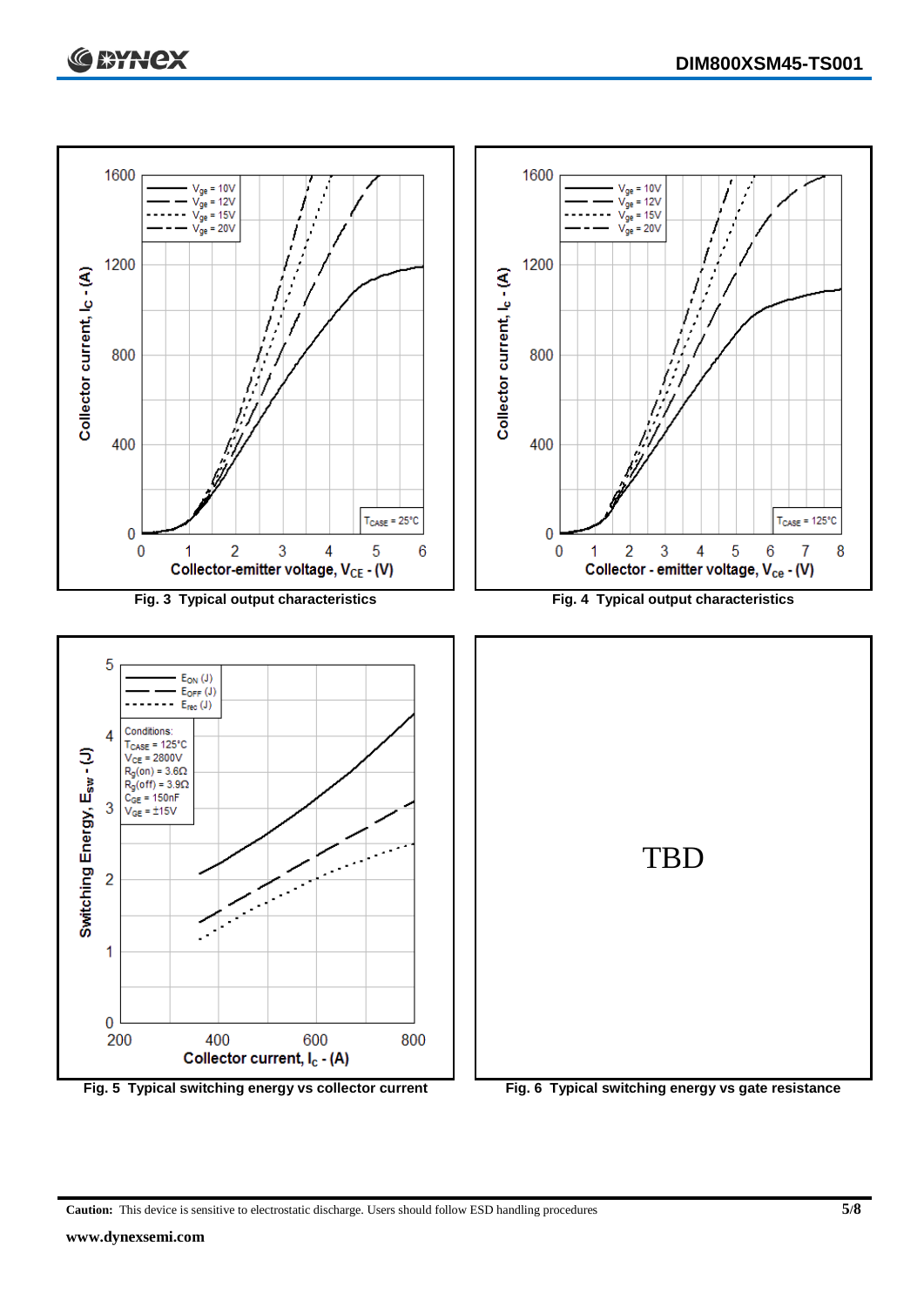Fig. 3 Typical output characteristics

Fig. 4 Typical output characteristics

Fig. 5 Typical switching energy vs collector current

TBD

Fig. 6 Typical switching energy vs gate resistance

**Caution:** This device is sensitive to electrostatic discharge. Users should follow ESD handling procedures

**www.dynexsemi.com**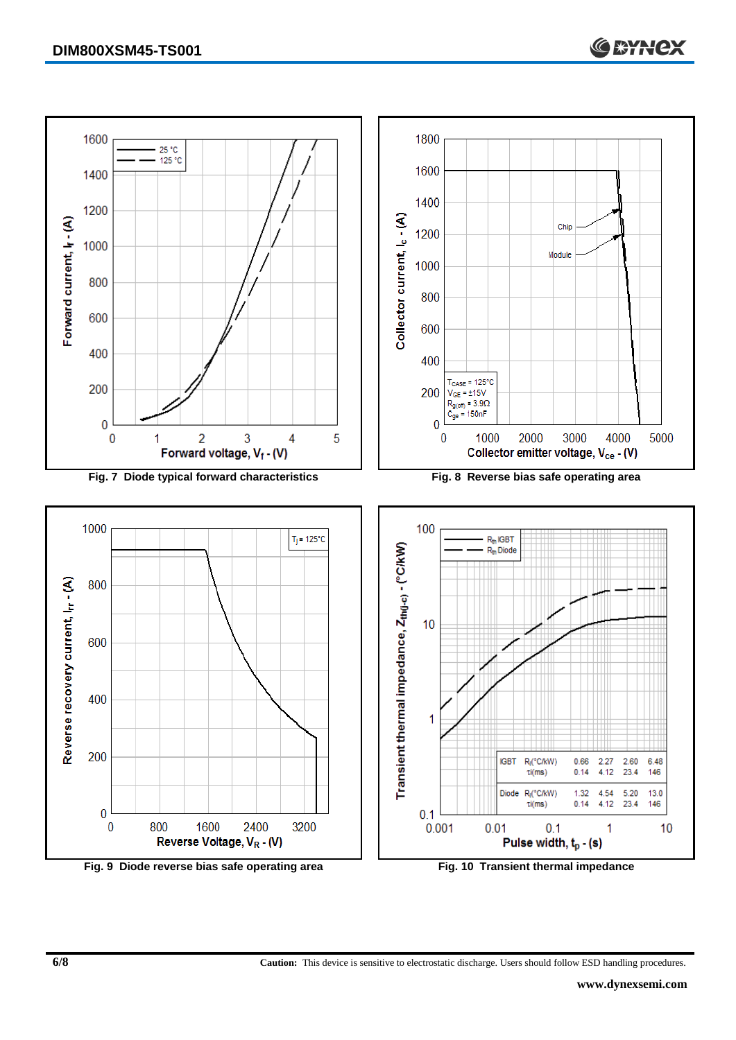Fig. 7 Diode typical forward characteristics

Fig. 8 Reverse bias safe operating area

Fig. 9 Diode reverse bias safe operating area

Fig. 10 Transient thermal impedance

| | | | | | |
|---|---|---|---|---|---|
| IGBT | $R_i$(°C/kW) | 0.66 | 2.27 | 2.60 | 6.48 |
| | $\tau_i$(ms) | 0.14 | 4.12 | 23.4 | 146 |
| Diode | $R_i$(°C/kW) | 1.32 | 4.54 | 5.20 | 13.0 |
| | $\tau_i$(ms) | 0.14 | 4.12 | 23.4 | 146 |

**Caution:** This device is sensitive to electrostatic discharge. Users should follow ESD handling procedures.

**www.dynexsemi.com**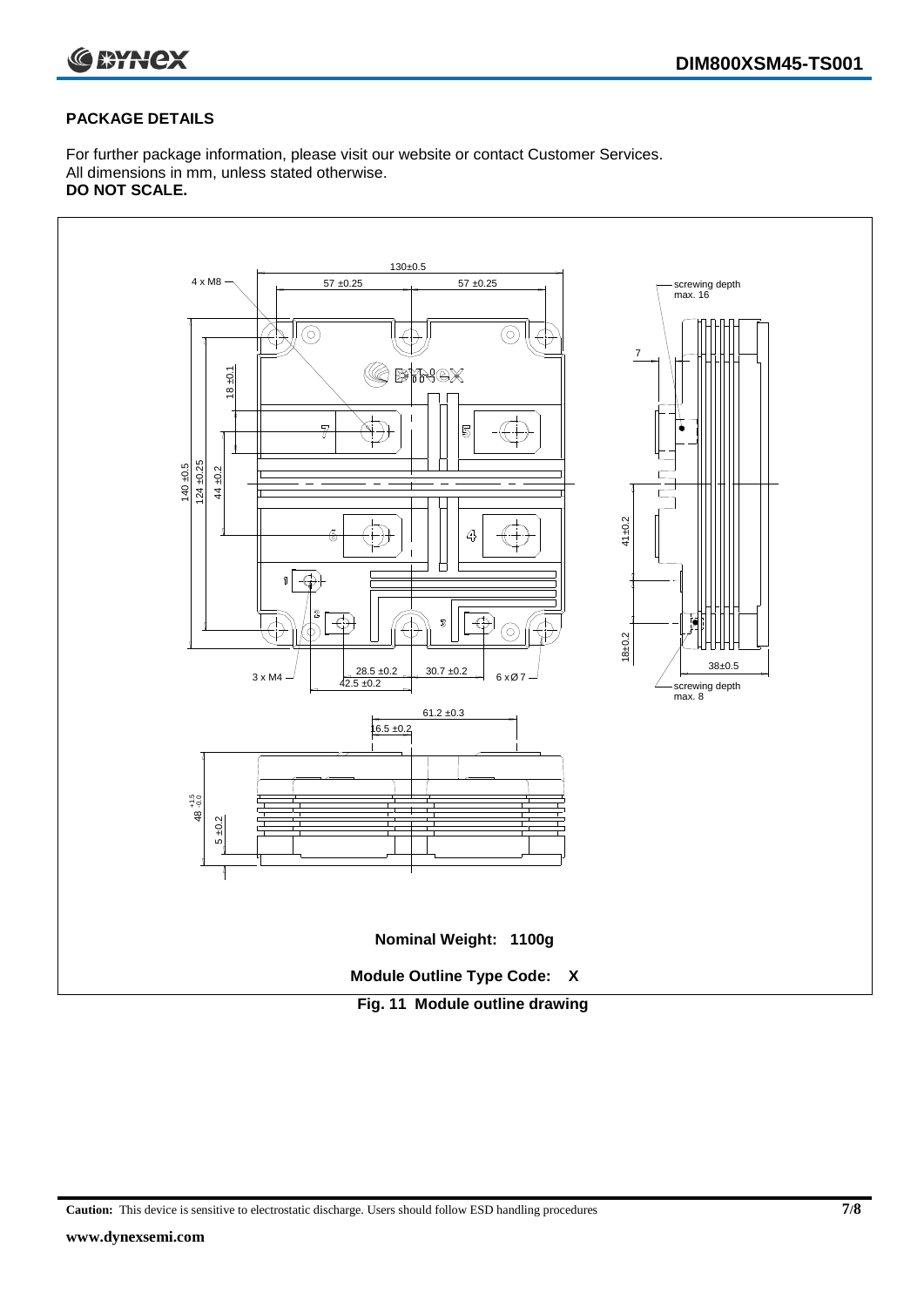## PACKAGE DETAILS

For further package information, please visit our website or contact Customer Services.
All dimensions in mm, unless stated otherwise.
**DO NOT SCALE.**

**Nominal Weight: 1100g**

**Module Outline Type Code: X**

**Fig. 11 Module outline drawing**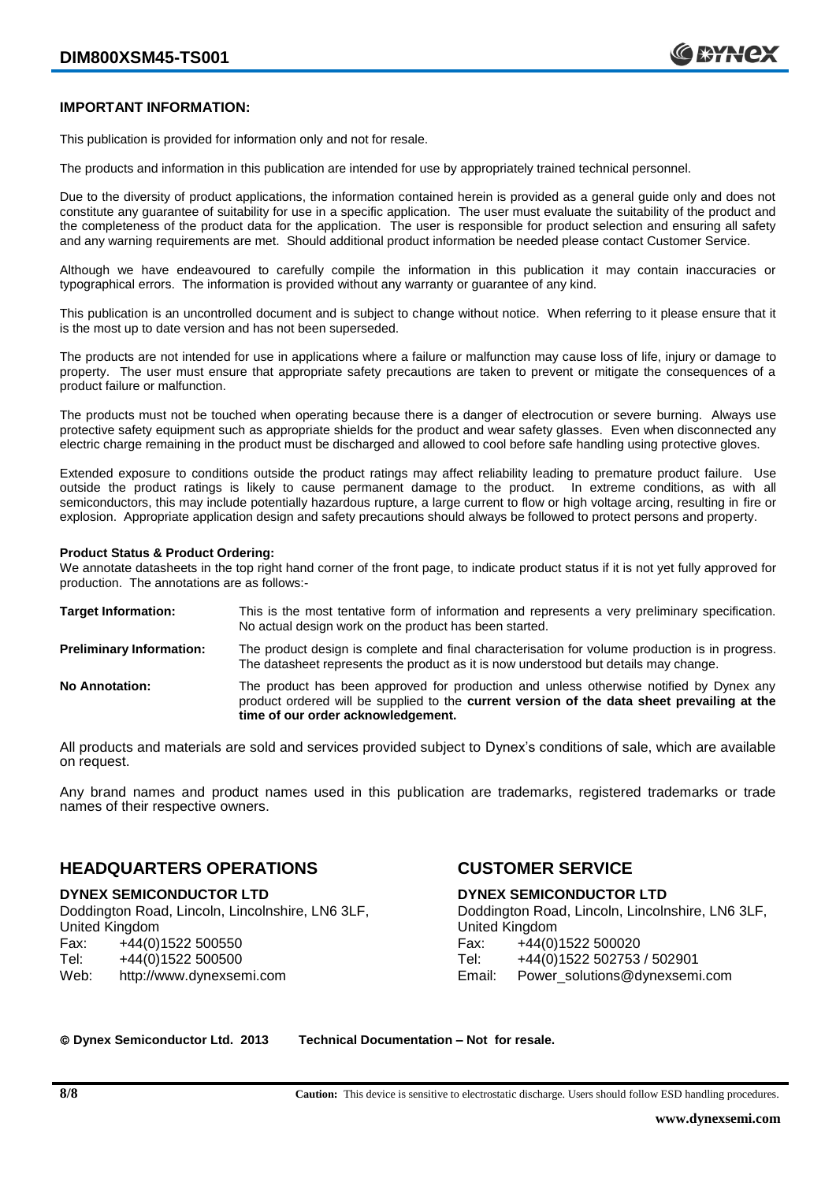## IMPORTANT INFORMATION:

This publication is provided for information only and not for resale.

The products and information in this publication are intended for use by appropriately trained technical personnel.

Due to the diversity of product applications, the information contained herein is provided as a general guide only and does not constitute any guarantee of suitability for use in a specific application. The user must evaluate the suitability of the product and the completeness of the product data for the application. The user is responsible for product selection and ensuring all safety and any warning requirements are met. Should additional product information be needed please contact Customer Service.

Although we have endeavoured to carefully compile the information in this publication it may contain inaccuracies or typographical errors. The information is provided without any warranty or guarantee of any kind.

This publication is an uncontrolled document and is subject to change without notice. When referring to it please ensure that it is the most up to date version and has not been superseded.

The products are not intended for use in applications where a failure or malfunction may cause loss of life, injury or damage to property. The user must ensure that appropriate safety precautions are taken to prevent or mitigate the consequences of a product failure or malfunction.

The products must not be touched when operating because there is a danger of electrocution or severe burning. Always use protective safety equipment such as appropriate shields for the product and wear safety glasses. Even when disconnected any electric charge remaining in the product must be discharged and allowed to cool before safe handling using protective gloves.

Extended exposure to conditions outside the product ratings may affect reliability leading to premature product failure. Use outside the product ratings is likely to cause permanent damage to the product. In extreme conditions, as with all semiconductors, this may include potentially hazardous rupture, a large current to flow or high voltage arcing, resulting in fire or explosion. Appropriate application design and safety precautions should always be followed to protect persons and property.

**Product Status & Product Ordering:**

We annotate datasheets in the top right hand corner of the front page, to indicate product status if it is not yet fully approved for production. The annotations are as follows:-

| | |
|---|---|
| **Target Information:** | This is the most tentative form of information and represents a very preliminary specification. No actual design work on the product has been started. |
| **Preliminary Information:** | The product design is complete and final characterisation for volume production is in progress. The datasheet represents the product as it is now understood but details may change. |
| **No Annotation:** | The product has been approved for production and unless otherwise notified by Dynex any product ordered will be supplied to the **current version of the data sheet prevailing at the time of our order acknowledgement.** |

All products and materials are sold and services provided subject to Dynex's conditions of sale, which are available on request.

Any brand names and product names used in this publication are trademarks, registered trademarks or trade names of their respective owners.

## HEADQUARTERS OPERATIONS

**DYNEX SEMICONDUCTOR LTD**

Doddington Road, Lincoln, Lincolnshire, LN6 3LF,
United Kingdom
Fax: +44(0)1522 500550
Tel: +44(0)1522 500500
Web: http://www.dynexsemi.com

## CUSTOMER SERVICE

**DYNEX SEMICONDUCTOR LTD**

Doddington Road, Lincoln, Lincolnshire, LN6 3LF,
United Kingdom
Fax: +44(0)1522 500020
Tel: +44(0)1522 502753 / 502901
Email: Power_solutions@dynexsemi.com

**© Dynex Semiconductor Ltd. 2013 Technical Documentation – Not for resale.**

**Caution:** This device is sensitive to electrostatic discharge. Users should follow ESD handling procedures.